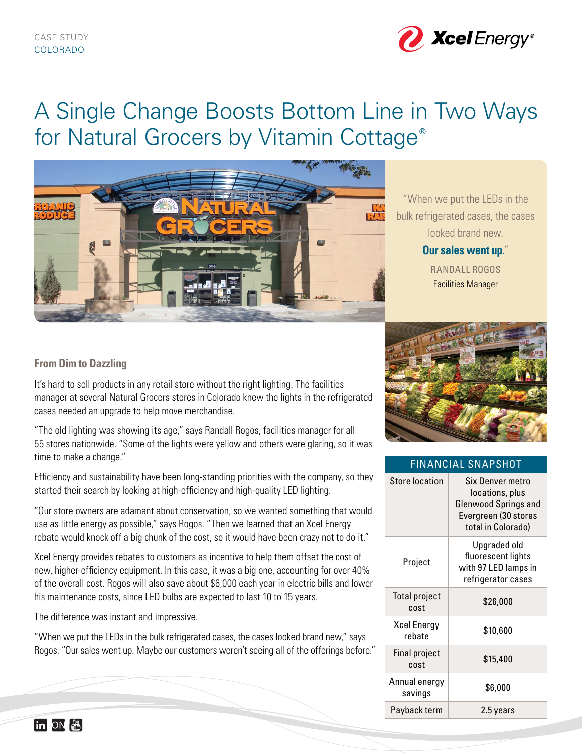CASE STUDY
COLORADO

# A Single Change Boosts Bottom Line in Two Ways for Natural Grocers by Vitamin Cottage®

"When we put the LEDs in the bulk refrigerated cases, the cases looked brand new. **Our sales went up.**"

RANDALL ROGOS
Facilities Manager

## From Dim to Dazzling

It's hard to sell products in any retail store without the right lighting. The facilities manager at several Natural Grocers stores in Colorado knew the lights in the refrigerated cases needed an upgrade to help move merchandise.

"The old lighting was showing its age," says Randall Rogos, facilities manager for all 55 stores nationwide. "Some of the lights were yellow and others were glaring, so it was time to make a change."

Efficiency and sustainability have been long-standing priorities with the company, so they started their search by looking at high-efficiency and high-quality LED lighting.

"Our store owners are adamant about conservation, so we wanted something that would use as little energy as possible," says Rogos. "Then we learned that an Xcel Energy rebate would knock off a big chunk of the cost, so it would have been crazy not to do it."

Xcel Energy provides rebates to customers as incentive to help them offset the cost of new, higher-efficiency equipment. In this case, it was a big one, accounting for over 40% of the overall cost. Rogos will also save about $6,000 each year in electric bills and lower his maintenance costs, since LED bulbs are expected to last 10 to 15 years.

The difference was instant and impressive.

"When we put the LEDs in the bulk refrigerated cases, the cases looked brand new," says Rogos. "Our sales went up. Maybe our customers weren't seeing all of the offerings before."

| FINANCIAL SNAPSHOT | |
|---|---|
| Store location | Six Denver metro locations, plus Glenwood Springs and Evergreen (30 stores total in Colorado) |
| Project | Upgraded old fluorescent lights with 97 LED lamps in refrigerator cases |
| Total project cost | $26,000 |
| Xcel Energy rebate | $10,600 |
| Final project cost | $15,400 |
| Annual energy savings | $6,000 |
| Payback term | 2.5 years |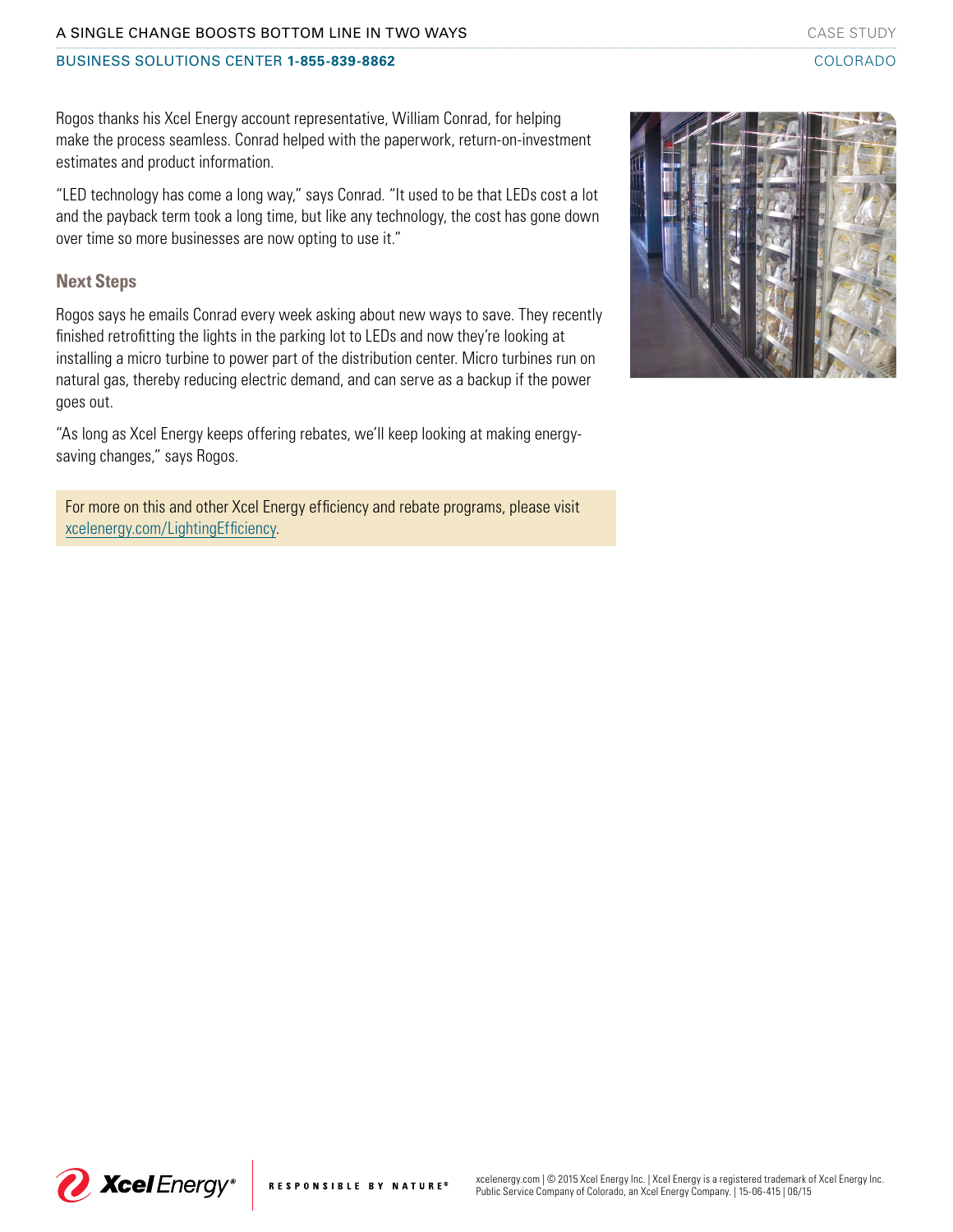Rogos thanks his Xcel Energy account representative, William Conrad, for helping make the process seamless. Conrad helped with the paperwork, return-on-investment estimates and product information.

"LED technology has come a long way," says Conrad. "It used to be that LEDs cost a lot and the payback term took a long time, but like any technology, the cost has gone down over time so more businesses are now opting to use it."

## Next Steps

Rogos says he emails Conrad every week asking about new ways to save. They recently finished retrofitting the lights in the parking lot to LEDs and now they're looking at installing a micro turbine to power part of the distribution center. Micro turbines run on natural gas, thereby reducing electric demand, and can serve as a backup if the power goes out.

"As long as Xcel Energy keeps offering rebates, we'll keep looking at making energy-saving changes," says Rogos.

For more on this and other Xcel Energy efficiency and rebate programs, please visit xcelenergy.com/LightingEfficiency.

Xcel Energy® RESPONSIBLE BY NATURE®

xcelenergy.com | © 2015 Xcel Energy Inc. | Xcel Energy is a registered trademark of Xcel Energy Inc. Public Service Company of Colorado, an Xcel Energy Company. | 15-06-415 | 06/15